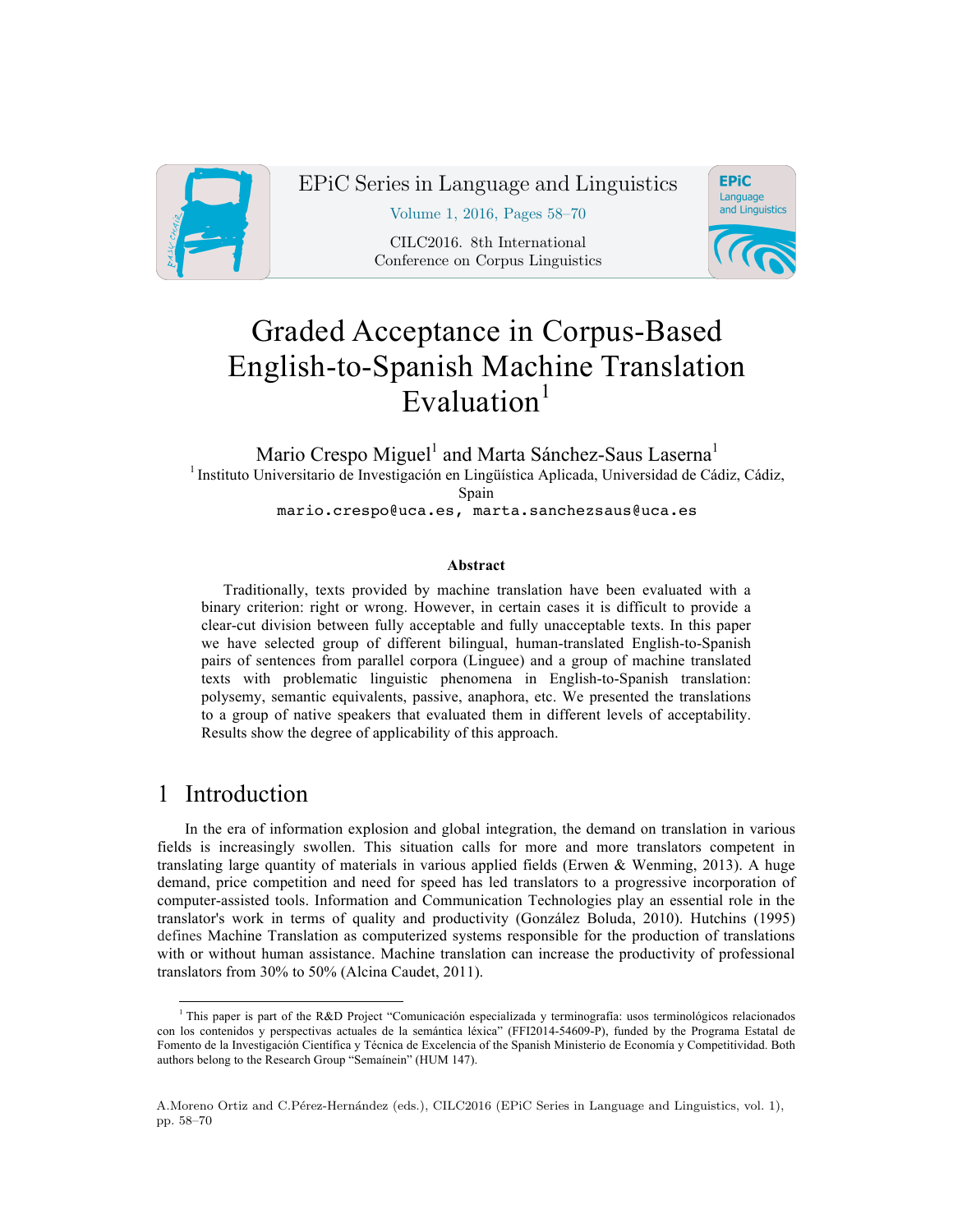# Graded Acceptance in Corpus-Based English-to-Spanish Machine Translation Evaluation[1]

Mario Crespo Miguel[1] and Marta Sánchez-Saus Laserna[1]

[1] Instituto Universitario de Investigación en Lingüística Aplicada, Universidad de Cádiz, Cádiz, Spain

mario.crespo@uca.es, marta.sanchezsaus@uca.es

**Abstract**

Traditionally, texts provided by machine translation have been evaluated with a binary criterion: right or wrong. However, in certain cases it is difficult to provide a clear-cut division between fully acceptable and fully unacceptable texts. In this paper we have selected group of different bilingual, human-translated English-to-Spanish pairs of sentences from parallel corpora (Linguee) and a group of machine translated texts with problematic linguistic phenomena in English-to-Spanish translation: polysemy, semantic equivalents, passive, anaphora, etc. We presented the translations to a group of native speakers that evaluated them in different levels of acceptability. Results show the degree of applicability of this approach.

## 1 Introduction

In the era of information explosion and global integration, the demand on translation in various fields is increasingly swollen. This situation calls for more and more translators competent in translating large quantity of materials in various applied fields (Erwen & Wenming, 2013). A huge demand, price competition and need for speed has led translators to a progressive incorporation of computer-assisted tools. Information and Communication Technologies play an essential role in the translator's work in terms of quality and productivity (González Boluda, 2010). Hutchins (1995) defines Machine Translation as computerized systems responsible for the production of translations with or without human assistance. Machine translation can increase the productivity of professional translators from 30% to 50% (Alcina Caudet, 2011).

[1] This paper is part of the R&D Project "Comunicación especializada y terminografía: usos terminológicos relacionados con los contenidos y perspectivas actuales de la semántica léxica" (FFI2014-54609-P), funded by the Programa Estatal de Fomento de la Investigación Científica y Técnica de Excelencia of the Spanish Ministerio de Economía y Competitividad. Both authors belong to the Research Group "Semaínein" (HUM 147).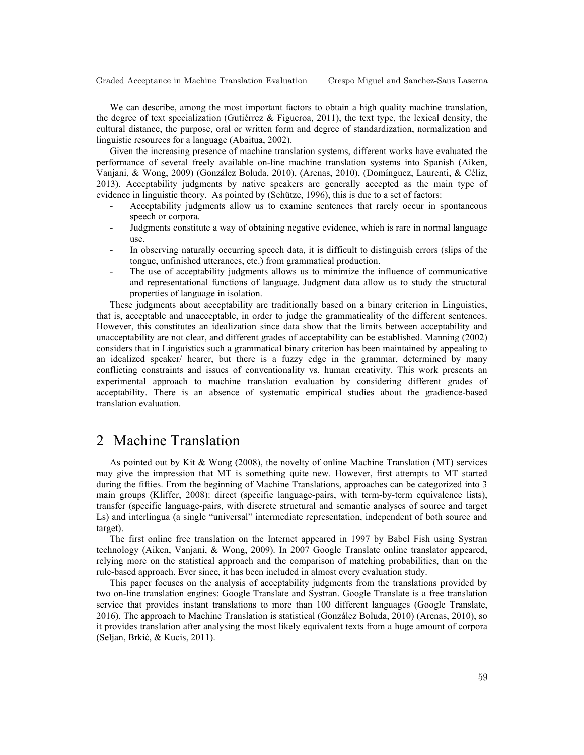We can describe, among the most important factors to obtain a high quality machine translation, the degree of text specialization (Gutiérrez & Figueroa, 2011), the text type, the lexical density, the cultural distance, the purpose, oral or written form and degree of standardization, normalization and linguistic resources for a language (Abaitua, 2002).

Given the increasing presence of machine translation systems, different works have evaluated the performance of several freely available on-line machine translation systems into Spanish (Aiken, Vanjani, & Wong, 2009) (González Boluda, 2010), (Arenas, 2010), (Domínguez, Laurenti, & Céliz, 2013). Acceptability judgments by native speakers are generally accepted as the main type of evidence in linguistic theory. As pointed by (Schütze, 1996), this is due to a set of factors:

- Acceptability judgments allow us to examine sentences that rarely occur in spontaneous speech or corpora.
- Judgments constitute a way of obtaining negative evidence, which is rare in normal language use.
- In observing naturally occurring speech data, it is difficult to distinguish errors (slips of the tongue, unfinished utterances, etc.) from grammatical production.
- The use of acceptability judgments allows us to minimize the influence of communicative and representational functions of language. Judgment data allow us to study the structural properties of language in isolation.

These judgments about acceptability are traditionally based on a binary criterion in Linguistics, that is, acceptable and unacceptable, in order to judge the grammaticality of the different sentences. However, this constitutes an idealization since data show that the limits between acceptability and unacceptability are not clear, and different grades of acceptability can be established. Manning (2002) considers that in Linguistics such a grammatical binary criterion has been maintained by appealing to an idealized speaker/ hearer, but there is a fuzzy edge in the grammar, determined by many conflicting constraints and issues of conventionality vs. human creativity. This work presents an experimental approach to machine translation evaluation by considering different grades of acceptability. There is an absence of systematic empirical studies about the gradience-based translation evaluation.

# 2 Machine Translation

As pointed out by Kit & Wong (2008), the novelty of online Machine Translation (MT) services may give the impression that MT is something quite new. However, first attempts to MT started during the fifties. From the beginning of Machine Translations, approaches can be categorized into 3 main groups (Kliffer, 2008): direct (specific language-pairs, with term-by-term equivalence lists), transfer (specific language-pairs, with discrete structural and semantic analyses of source and target Ls) and interlingua (a single "universal" intermediate representation, independent of both source and target).

The first online free translation on the Internet appeared in 1997 by Babel Fish using Systran technology (Aiken, Vanjani, & Wong, 2009). In 2007 Google Translate online translator appeared, relying more on the statistical approach and the comparison of matching probabilities, than on the rule-based approach. Ever since, it has been included in almost every evaluation study.

This paper focuses on the analysis of acceptability judgments from the translations provided by two on-line translation engines: Google Translate and Systran. Google Translate is a free translation service that provides instant translations to more than 100 different languages (Google Translate, 2016). The approach to Machine Translation is statistical (González Boluda, 2010) (Arenas, 2010), so it provides translation after analysing the most likely equivalent texts from a huge amount of corpora (Seljan, Brkić, & Kucis, 2011).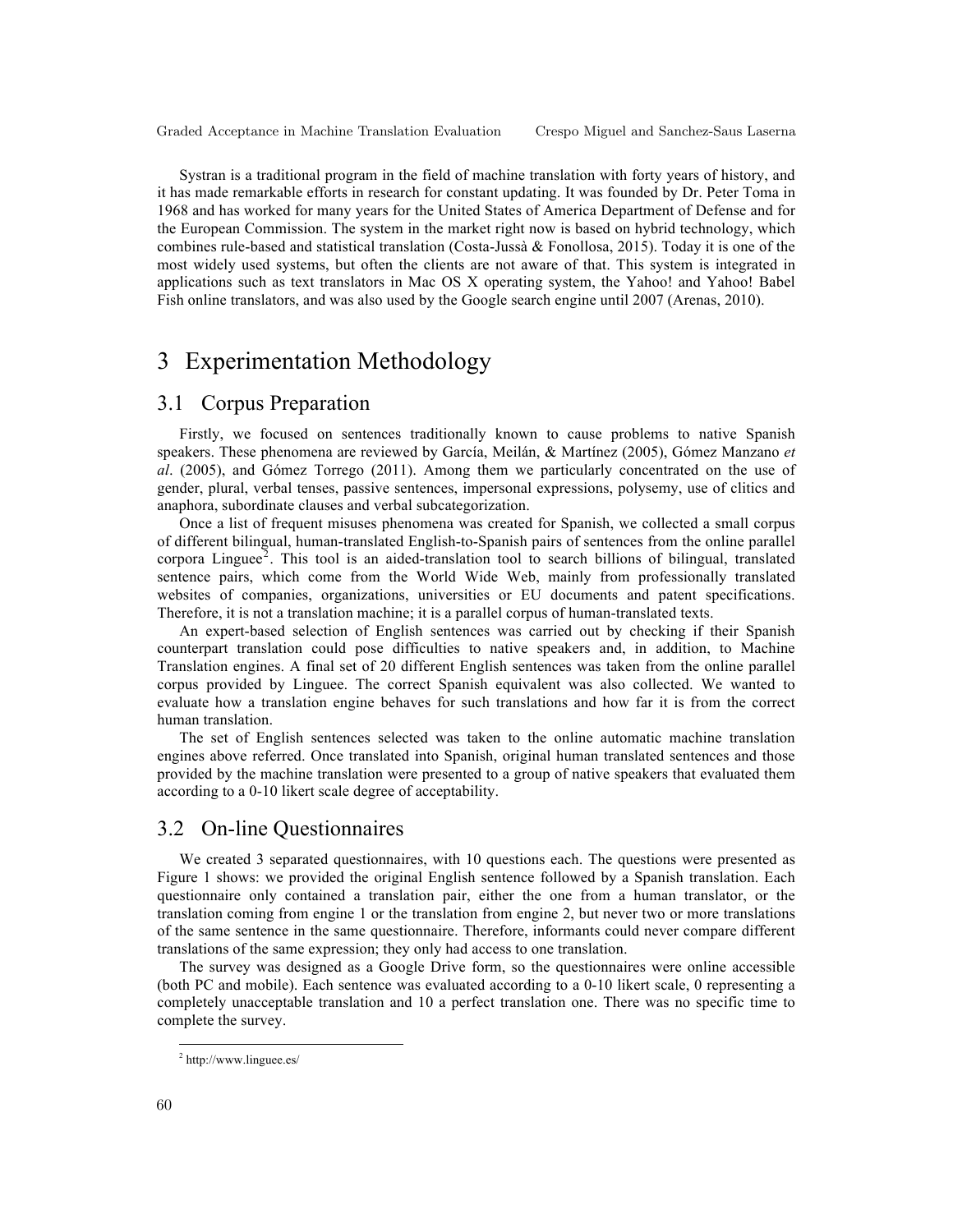Systran is a traditional program in the field of machine translation with forty years of history, and it has made remarkable efforts in research for constant updating. It was founded by Dr. Peter Toma in 1968 and has worked for many years for the United States of America Department of Defense and for the European Commission. The system in the market right now is based on hybrid technology, which combines rule-based and statistical translation (Costa-Jussà & Fonollosa, 2015). Today it is one of the most widely used systems, but often the clients are not aware of that. This system is integrated in applications such as text translators in Mac OS X operating system, the Yahoo! and Yahoo! Babel Fish online translators, and was also used by the Google search engine until 2007 (Arenas, 2010).

# 3 Experimentation Methodology

## 3.1 Corpus Preparation

Firstly, we focused on sentences traditionally known to cause problems to native Spanish speakers. These phenomena are reviewed by García, Meilán, & Martínez (2005), Gómez Manzano *et al*. (2005), and Gómez Torrego (2011). Among them we particularly concentrated on the use of gender, plural, verbal tenses, passive sentences, impersonal expressions, polysemy, use of clitics and anaphora, subordinate clauses and verbal subcategorization.

Once a list of frequent misuses phenomena was created for Spanish, we collected a small corpus of different bilingual, human-translated English-to-Spanish pairs of sentences from the online parallel corpora Linguee[2]. This tool is an aided-translation tool to search billions of bilingual, translated sentence pairs, which come from the World Wide Web, mainly from professionally translated websites of companies, organizations, universities or EU documents and patent specifications. Therefore, it is not a translation machine; it is a parallel corpus of human-translated texts.

An expert-based selection of English sentences was carried out by checking if their Spanish counterpart translation could pose difficulties to native speakers and, in addition, to Machine Translation engines. A final set of 20 different English sentences was taken from the online parallel corpus provided by Linguee. The correct Spanish equivalent was also collected. We wanted to evaluate how a translation engine behaves for such translations and how far it is from the correct human translation.

The set of English sentences selected was taken to the online automatic machine translation engines above referred. Once translated into Spanish, original human translated sentences and those provided by the machine translation were presented to a group of native speakers that evaluated them according to a 0-10 likert scale degree of acceptability.

## 3.2 On-line Questionnaires

We created 3 separated questionnaires, with 10 questions each. The questions were presented as Figure 1 shows: we provided the original English sentence followed by a Spanish translation. Each questionnaire only contained a translation pair, either the one from a human translator, or the translation coming from engine 1 or the translation from engine 2, but never two or more translations of the same sentence in the same questionnaire. Therefore, informants could never compare different translations of the same expression; they only had access to one translation.

The survey was designed as a Google Drive form, so the questionnaires were online accessible (both PC and mobile). Each sentence was evaluated according to a 0-10 likert scale, 0 representing a completely unacceptable translation and 10 a perfect translation one. There was no specific time to complete the survey.

[2] http://www.linguee.es/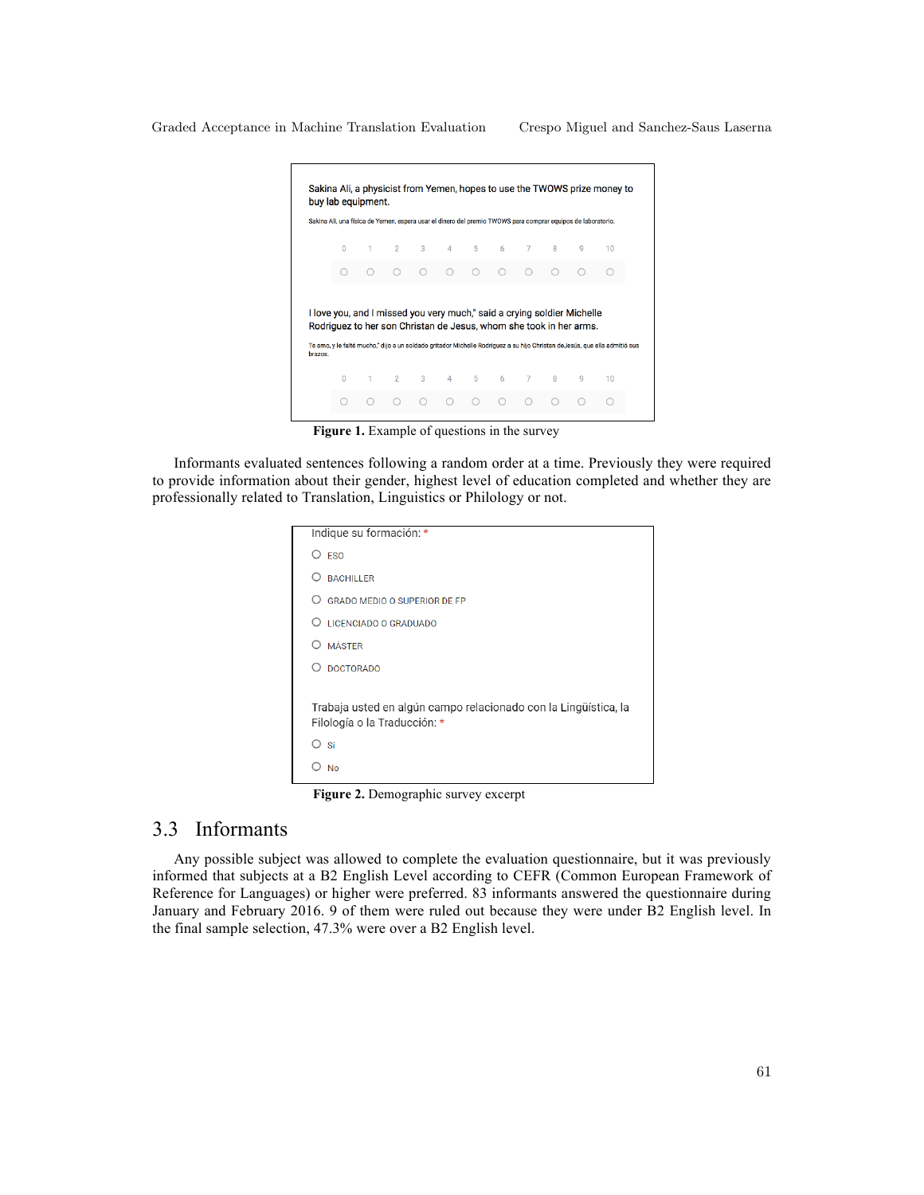Sakina Ali, a physicist from Yemen, hopes to use the TWOWS prize money to buy lab equipment.

Sakina Ali, una física de Yemen, espera usar el dinero del premio TWOWS para comprar equipos de laboratorio.

| 0 | 1 | 2 | 3 | 4 | 5 | 6 | 7 | 8 | 9 | 10 |
|---|---|---|---|---|---|---|---|---|---|---|
| ○ | ○ | ○ | ○ | ○ | ○ | ○ | ○ | ○ | ○ | ○ |

I love you, and I missed you very much," said a crying soldier Michelle Rodriguez to her son Christan de Jesus, whom she took in her arms.

Te amo, y le faltó mucho," dijo a un soldado gritador Michelle Rodríguez a su hijo Christan deJesús, que ella admitió sus brazos.

| 0 | 1 | 2 | 3 | 4 | 5 | 6 | 7 | 8 | 9 | 10 |
|---|---|---|---|---|---|---|---|---|---|---|
| ○ | ○ | ○ | ○ | ○ | ○ | ○ | ○ | ○ | ○ | ○ |

**Figure 1.** Example of questions in the survey

Informants evaluated sentences following a random order at a time. Previously they were required to provide information about their gender, highest level of education completed and whether they are professionally related to Translation, Linguistics or Philology or not.

Indique su formación: *

- ○ ESO
- ○ BACHILLER
- ○ GRADO MEDIO O SUPERIOR DE FP
- ○ LICENCIADO O GRADUADO
- ○ MÁSTER
- ○ DOCTORADO

Trabaja usted en algún campo relacionado con la Lingüística, la Filología o la Traducción: *

- ○ Sí
- ○ No

**Figure 2.** Demographic survey excerpt

## 3.3 Informants

Any possible subject was allowed to complete the evaluation questionnaire, but it was previously informed that subjects at a B2 English Level according to CEFR (Common European Framework of Reference for Languages) or higher were preferred. 83 informants answered the questionnaire during January and February 2016. 9 of them were ruled out because they were under B2 English level. In the final sample selection, 47.3% were over a B2 English level.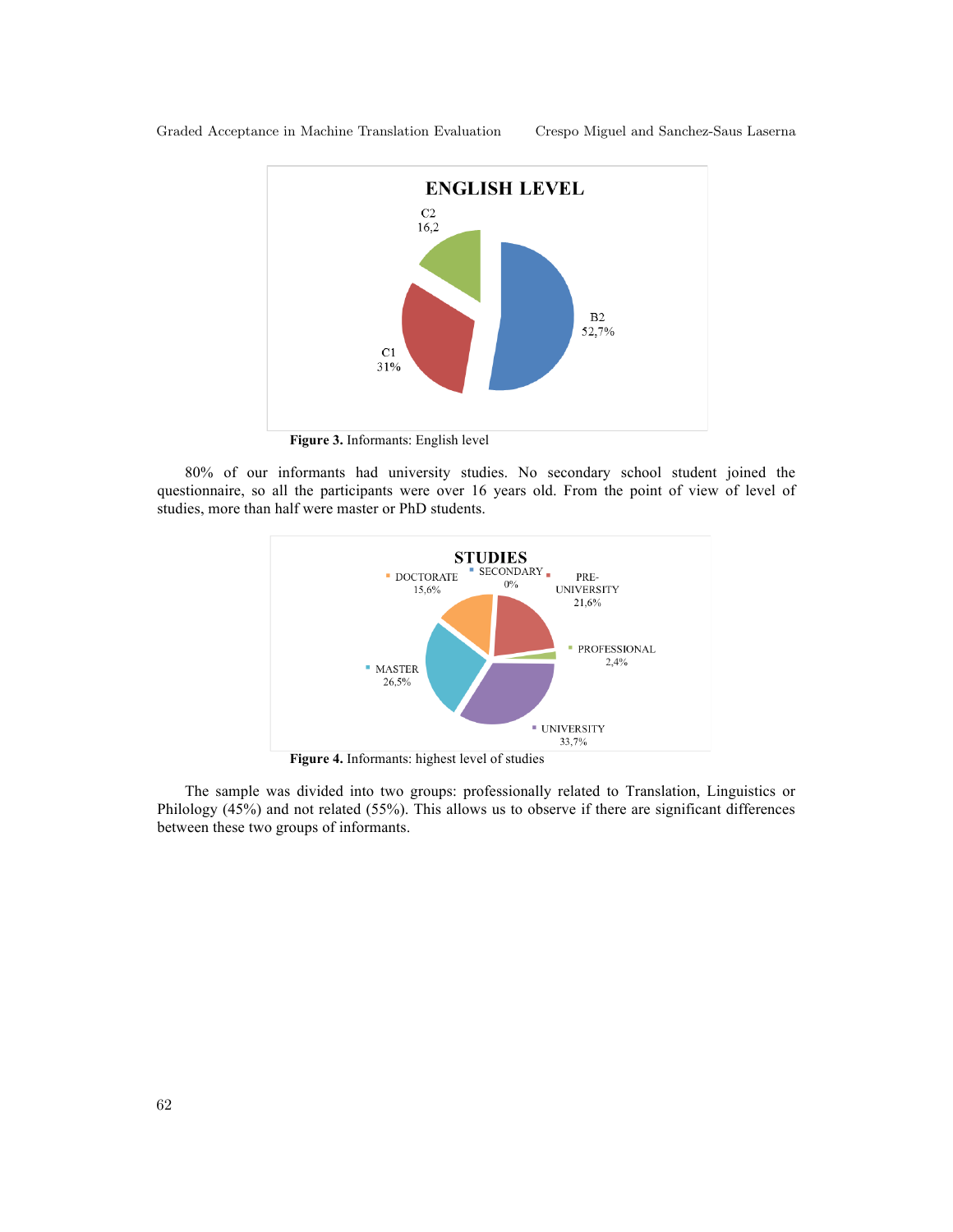**Figure 3.** Informants: English level

80% of our informants had university studies. No secondary school student joined the questionnaire, so all the participants were over 16 years old. From the point of view of level of studies, more than half were master or PhD students.

**Figure 4.** Informants: highest level of studies

The sample was divided into two groups: professionally related to Translation, Linguistics or Philology (45%) and not related (55%). This allows us to observe if there are significant differences between these two groups of informants.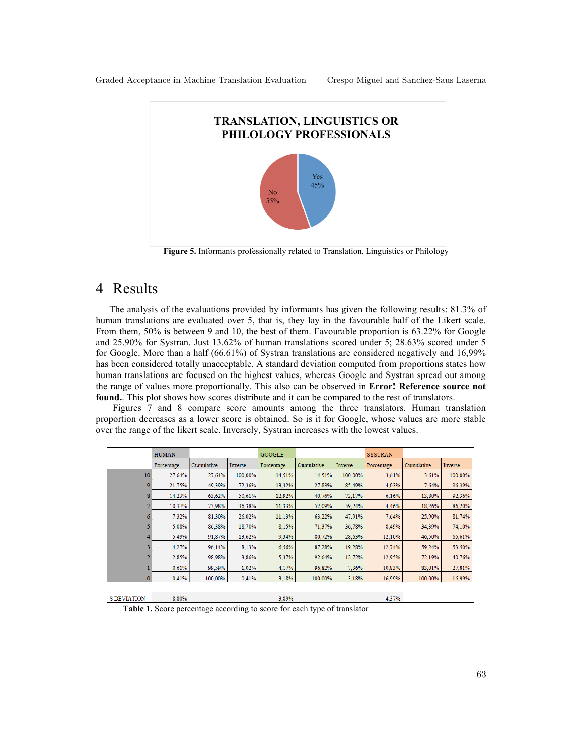**TRANSLATION, LINGUISTICS OR PHILOLOGY PROFESSIONALS**

Yes 45%

No 55%

**Figure 5.** Informants professionally related to Translation, Linguistics or Philology

# 4 Results

The analysis of the evaluations provided by informants has given the following results: 81.3% of human translations are evaluated over 5, that is, they lay in the favourable half of the Likert scale. From them, 50% is between 9 and 10, the best of them. Favourable proportion is 63.22% for Google and 25.90% for Systran. Just 13.62% of human translations scored under 5; 28.63% scored under 5 for Google. More than a half (66.61%) of Systran translations are considered negatively and 16,99% has been considered totally unacceptable. A standard deviation computed from proportions states how human translations are focused on the highest values, whereas Google and Systran spread out among the range of values more proportionally. This also can be observed in **Error! Reference source not found.**. This plot shows how scores distribute and it can be compared to the rest of translators.

Figures 7 and 8 compare score amounts among the three translators. Human translation proportion decreases as a lower score is obtained. So is it for Google, whose values are more stable over the range of the likert scale. Inversely, Systran increases with the lowest values.

| | HUMAN | | | GOOGLE | | | SYSTRAN | | |
|---|---|---|---|---|---|---|---|---|---|
| | Porcentage | Cumulative | Inverse | Porcentage | Cumulative | Inverse | Porcentage | Cumulative | Inverse |
| 10 | 27,64% | 27,64% | 100,00% | 14,51% | 14,51% | 100,00% | 3,61% | 3,61% | 100,00% |
| 9 | 21,75% | 49,39% | 72,36% | 13,32% | 27,83% | 85,49% | 4,03% | 7,64% | 96,39% |
| 8 | 14,23% | 63,62% | 50,61% | 12,92% | 40,76% | 72,17% | 6,16% | 13,80% | 92,36% |
| 7 | 10,37% | 73,98% | 36,38% | 11,33% | 52,09% | 59,24% | 4,46% | 18,26% | 86,20% |
| 6 | 7,32% | 81,30% | 26,02% | 11,13% | 63,22% | 47,91% | 7,64% | 25,90% | 81,74% |
| 5 | 5,08% | 86,38% | 18,70% | 8,15% | 71,37% | 36,78% | 8,49% | 34,39% | 74,10% |
| 4 | 5,49% | 91,87% | 13,62% | 9,34% | 80,72% | 28,63% | 12,10% | 46,50% | 65,61% |
| 3 | 4,27% | 96,14% | 8,13% | 6,56% | 87,28% | 19,28% | 12,74% | 59,24% | 53,50% |
| 2 | 2,85% | 98,98% | 3,86% | 5,37% | 92,64% | 12,72% | 12,95% | 72,19% | 40,76% |
| 1 | 0,61% | 99,59% | 1,02% | 4,17% | 96,82% | 7,36% | 10,83% | 83,01% | 27,81% |
| 0 | 0,41% | 100,00% | 0,41% | 3,18% | 100,00% | 3,18% | 16,99% | 100,00% | 16,99% |
| S DEVIATION | 8,80% | | | 3,89% | | | 4,37% | | |

**Table 1.** Score percentage according to score for each type of translator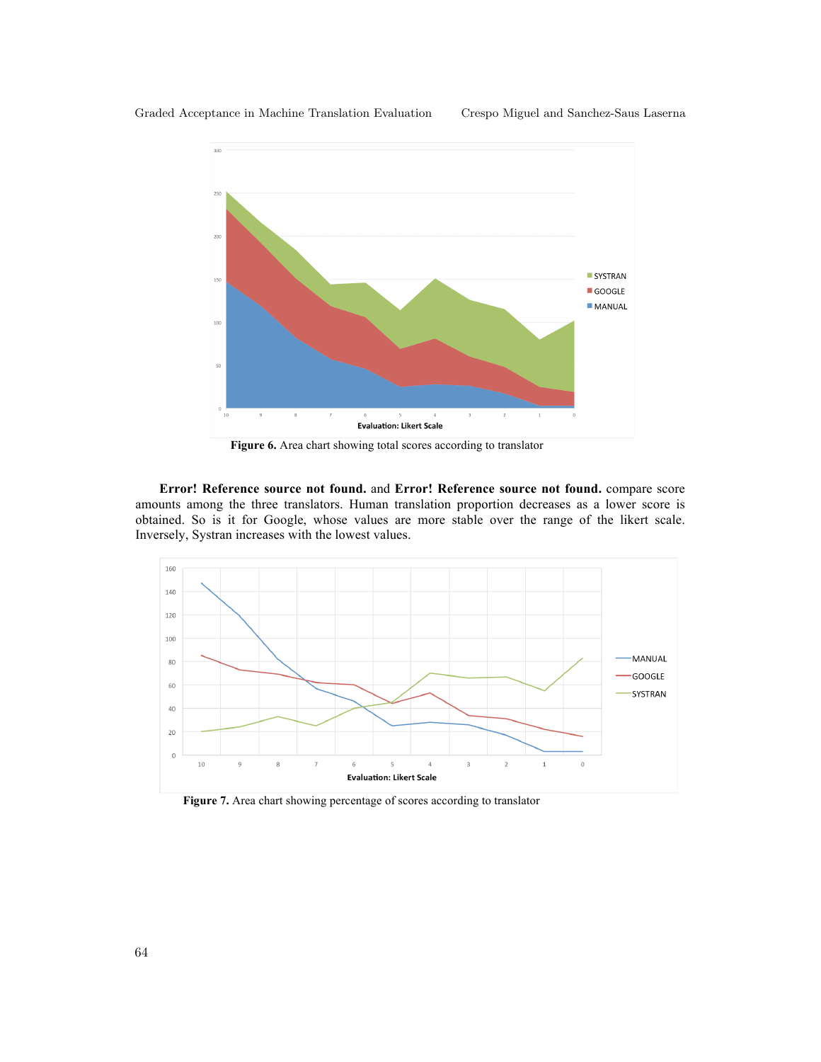Figure 6. Area chart showing total scores according to translator

**Error! Reference source not found.** and **Error! Reference source not found.** compare score amounts among the three translators. Human translation proportion decreases as a lower score is obtained. So is it for Google, whose values are more stable over the range of the likert scale. Inversely, Systran increases with the lowest values.

Figure 7. Area chart showing percentage of scores according to translator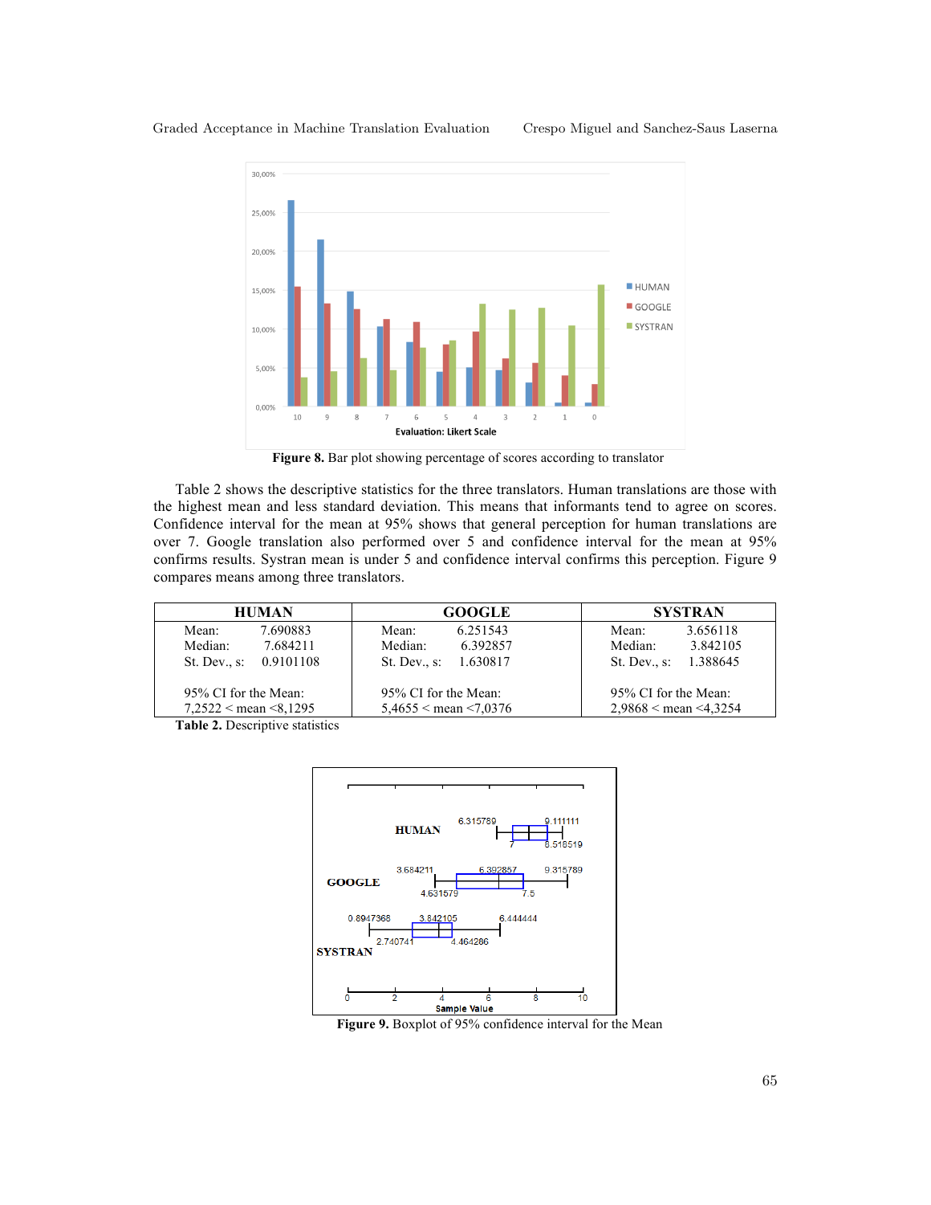Figure 8. Bar plot showing percentage of scores according to translator

Table 2 shows the descriptive statistics for the three translators. Human translations are those with the highest mean and less standard deviation. This means that informants tend to agree on scores. Confidence interval for the mean at 95% shows that general perception for human translations are over 7. Google translation also performed over 5 and confidence interval for the mean at 95% confirms results. Systran mean is under 5 and confidence interval confirms this perception. Figure 9 compares means among three translators.

| HUMAN | GOOGLE | SYSTRAN |
|---|---|---|
| Mean: 7.690883 | Mean: 6.251543 | Mean: 3.656118 |
| Median: 7.684211 | Median: 6.392857 | Median: 3.842105 |
| St. Dev., s: 0.9101108 | St. Dev., s: 1.630817 | St. Dev., s: 1.388645 |
| 95% CI for the Mean: 7,2522 < mean <8,1295 | 95% CI for the Mean: 5,4655 < mean <7,0376 | 95% CI for the Mean: 2,9868 < mean <4,3254 |

Table 2. Descriptive statistics

Figure 9. Boxplot of 95% confidence interval for the Mean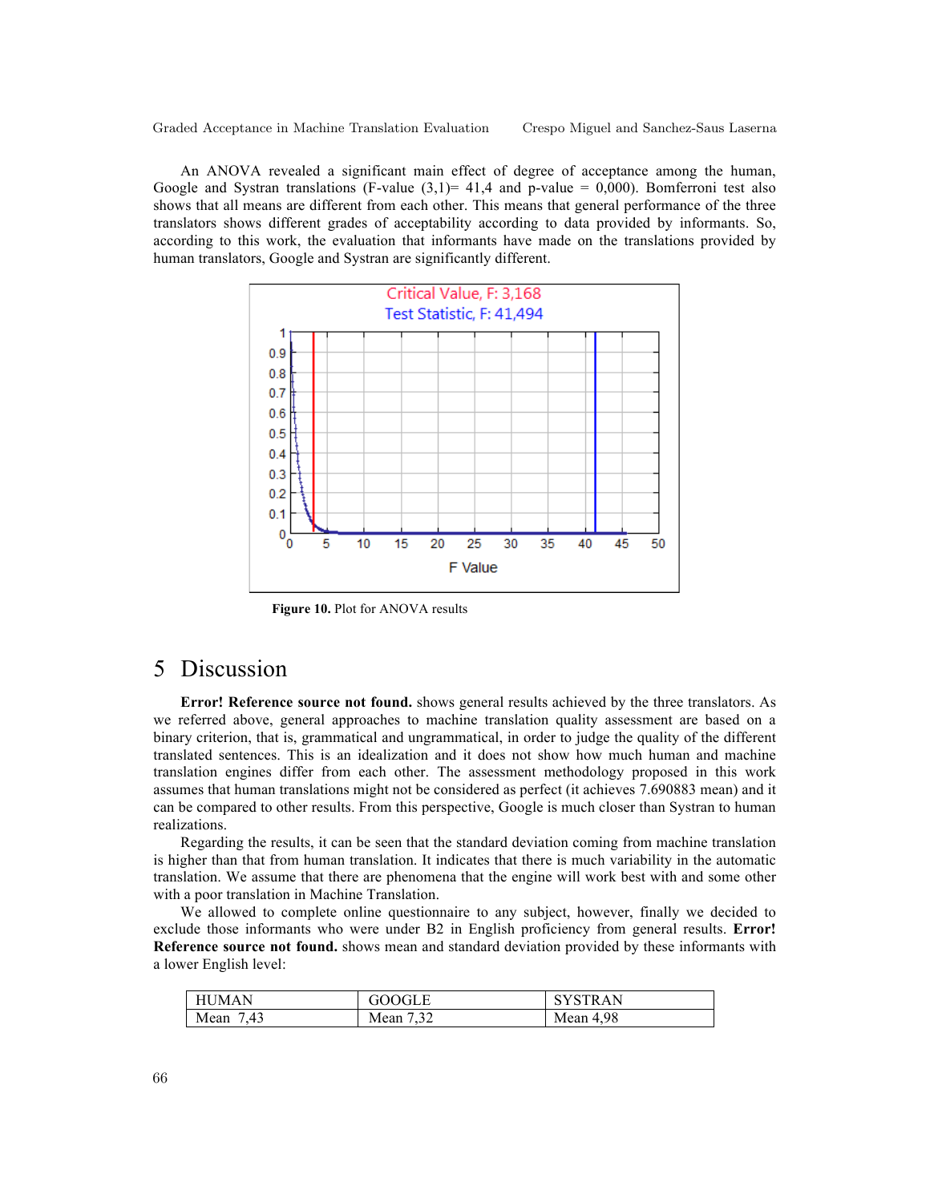An ANOVA revealed a significant main effect of degree of acceptance among the human, Google and Systran translations (F-value (3,1)= 41,4 and p-value = 0,000). Bomferroni test also shows that all means are different from each other. This means that general performance of the three translators shows different grades of acceptability according to data provided by informants. So, according to this work, the evaluation that informants have made on the translations provided by human translators, Google and Systran are significantly different.

**Figure 10.** Plot for ANOVA results

## 5 Discussion

**Error! Reference source not found.** shows general results achieved by the three translators. As we referred above, general approaches to machine translation quality assessment are based on a binary criterion, that is, grammatical and ungrammatical, in order to judge the quality of the different translated sentences. This is an idealization and it does not show how much human and machine translation engines differ from each other. The assessment methodology proposed in this work assumes that human translations might not be considered as perfect (it achieves 7.690883 mean) and it can be compared to other results. From this perspective, Google is much closer than Systran to human realizations.

Regarding the results, it can be seen that the standard deviation coming from machine translation is higher than that from human translation. It indicates that there is much variability in the automatic translation. We assume that there are phenomena that the engine will work best with and some other with a poor translation in Machine Translation.

We allowed to complete online questionnaire to any subject, however, finally we decided to exclude those informants who were under B2 in English proficiency from general results. **Error! Reference source not found.** shows mean and standard deviation provided by these informants with a lower English level:

| HUMAN | GOOGLE | SYSTRAN |
|---|---|---|
| Mean 7,43 | Mean 7,32 | Mean 4,98 |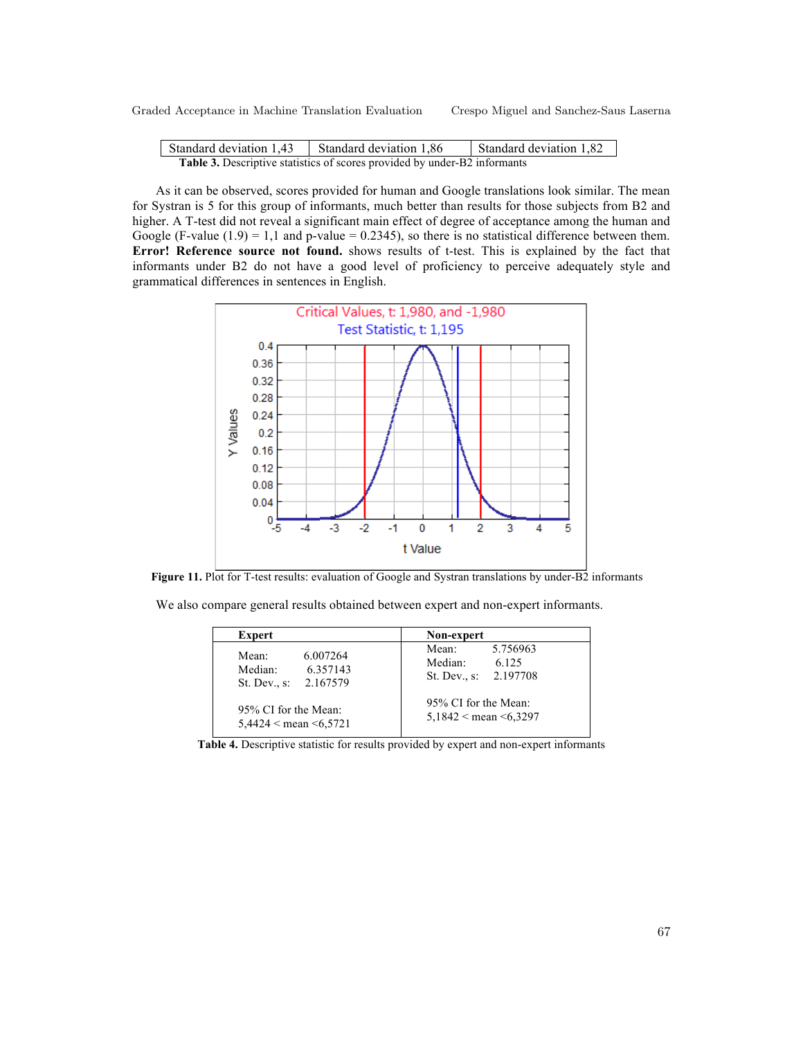| Standard deviation 1,43 | Standard deviation 1,86 | Standard deviation 1,82 |
|---|---|---|

**Table 3.** Descriptive statistics of scores provided by under-B2 informants

As it can be observed, scores provided for human and Google translations look similar. The mean for Systran is 5 for this group of informants, much better than results for those subjects from B2 and higher. A T-test did not reveal a significant main effect of degree of acceptance among the human and Google (F-value (1.9) = 1,1 and p-value = 0.2345), so there is no statistical difference between them. **Error! Reference source not found.** shows results of t-test. This is explained by the fact that informants under B2 do not have a good level of proficiency to perceive adequately style and grammatical differences in sentences in English.

**Figure 11.** Plot for T-test results: evaluation of Google and Systran translations by under-B2 informants

We also compare general results obtained between expert and non-expert informants.

| Expert | Non-expert |
|---|---|
| Mean: 6.007264<br>Median: 6.357143<br>St. Dev., s: 2.167579<br><br>95% CI for the Mean:<br>5,4424 < mean <6,5721 | Mean: 5.756963<br>Median: 6.125<br>St. Dev., s: 2.197708<br><br>95% CI for the Mean:<br>5,1842 < mean <6,3297 |

**Table 4.** Descriptive statistic for results provided by expert and non-expert informants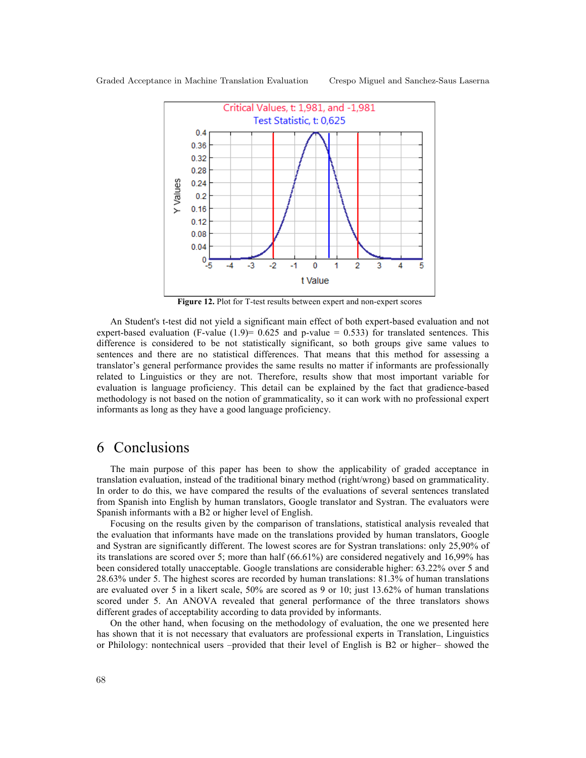**Figure 12.** Plot for T-test results between expert and non-expert scores

An Student's t-test did not yield a significant main effect of both expert-based evaluation and not expert-based evaluation (F-value (1.9)= 0.625 and p-value = 0.533) for translated sentences. This difference is considered to be not statistically significant, so both groups give same values to sentences and there are no statistical differences. That means that this method for assessing a translator's general performance provides the same results no matter if informants are professionally related to Linguistics or they are not. Therefore, results show that most important variable for evaluation is language proficiency. This detail can be explained by the fact that gradience-based methodology is not based on the notion of grammaticality, so it can work with no professional expert informants as long as they have a good language proficiency.

# 6 Conclusions

The main purpose of this paper has been to show the applicability of graded acceptance in translation evaluation, instead of the traditional binary method (right/wrong) based on grammaticality. In order to do this, we have compared the results of the evaluations of several sentences translated from Spanish into English by human translators, Google translator and Systran. The evaluators were Spanish informants with a B2 or higher level of English.

Focusing on the results given by the comparison of translations, statistical analysis revealed that the evaluation that informants have made on the translations provided by human translators, Google and Systran are significantly different. The lowest scores are for Systran translations: only 25,90% of its translations are scored over 5; more than half (66.61%) are considered negatively and 16,99% has been considered totally unacceptable. Google translations are considerable higher: 63.22% over 5 and 28.63% under 5. The highest scores are recorded by human translations: 81.3% of human translations are evaluated over 5 in a likert scale, 50% are scored as 9 or 10; just 13.62% of human translations scored under 5. An ANOVA revealed that general performance of the three translators shows different grades of acceptability according to data provided by informants.

On the other hand, when focusing on the methodology of evaluation, the one we presented here has shown that it is not necessary that evaluators are professional experts in Translation, Linguistics or Philology: nontechnical users –provided that their level of English is B2 or higher– showed the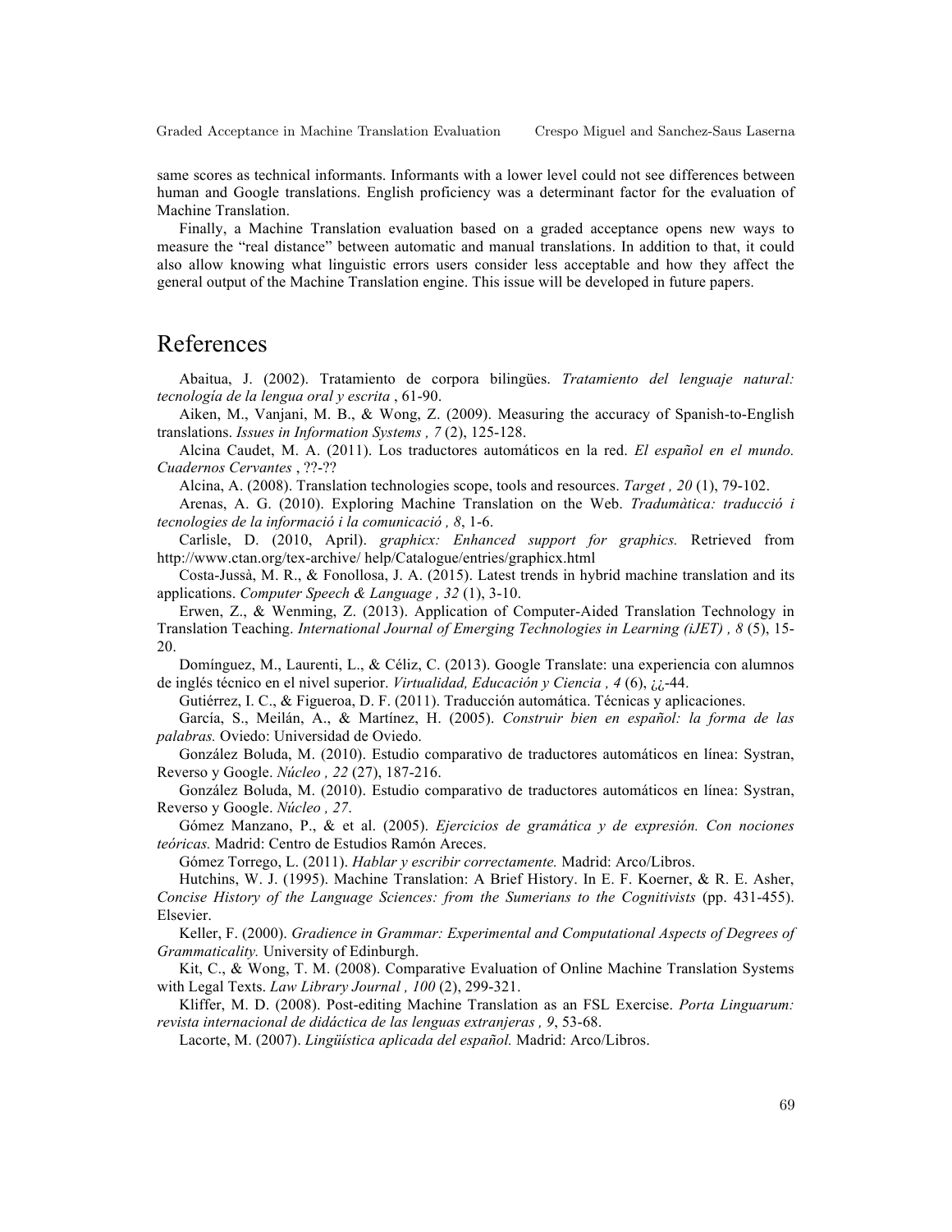same scores as technical informants. Informants with a lower level could not see differences between human and Google translations. English proficiency was a determinant factor for the evaluation of Machine Translation.

Finally, a Machine Translation evaluation based on a graded acceptance opens new ways to measure the "real distance" between automatic and manual translations. In addition to that, it could also allow knowing what linguistic errors users consider less acceptable and how they affect the general output of the Machine Translation engine. This issue will be developed in future papers.

# References

Abaitua, J. (2002). Tratamiento de corpora bilingües. *Tratamiento del lenguaje natural: tecnología de la lengua oral y escrita* , 61-90.

Aiken, M., Vanjani, M. B., & Wong, Z. (2009). Measuring the accuracy of Spanish-to-English translations. *Issues in Information Systems , 7* (2), 125-128.

Alcina Caudet, M. A. (2011). Los traductores automáticos en la red. *El español en el mundo. Cuadernos Cervantes* , ??-??

Alcina, A. (2008). Translation technologies scope, tools and resources. *Target , 20* (1), 79-102.

Arenas, A. G. (2010). Exploring Machine Translation on the Web. *Tradumàtica: traducció i tecnologies de la informació i la comunicació , 8*, 1-6.

Carlisle, D. (2010, April). *graphicx: Enhanced support for graphics.* Retrieved from http://www.ctan.org/tex-archive/ help/Catalogue/entries/graphicx.html

Costa-Jussà, M. R., & Fonollosa, J. A. (2015). Latest trends in hybrid machine translation and its applications. *Computer Speech & Language , 32* (1), 3-10.

Erwen, Z., & Wenming, Z. (2013). Application of Computer-Aided Translation Technology in Translation Teaching. *International Journal of Emerging Technologies in Learning (iJET) , 8* (5), 15-20.

Domínguez, M., Laurenti, L., & Céliz, C. (2013). Google Translate: una experiencia con alumnos de inglés técnico en el nivel superior. *Virtualidad, Educación y Ciencia , 4* (6), ¿¿-44.

Gutiérrez, I. C., & Figueroa, D. F. (2011). Traducción automática. Técnicas y aplicaciones.

García, S., Meilán, A., & Martínez, H. (2005). *Construir bien en español: la forma de las palabras.* Oviedo: Universidad de Oviedo.

González Boluda, M. (2010). Estudio comparativo de traductores automáticos en línea: Systran, Reverso y Google. *Núcleo , 22* (27), 187-216.

González Boluda, M. (2010). Estudio comparativo de traductores automáticos en línea: Systran, Reverso y Google. *Núcleo , 27*.

Gómez Manzano, P., & et al. (2005). *Ejercicios de gramática y de expresión. Con nociones teóricas.* Madrid: Centro de Estudios Ramón Areces.

Gómez Torrego, L. (2011). *Hablar y escribir correctamente.* Madrid: Arco/Libros.

Hutchins, W. J. (1995). Machine Translation: A Brief History. In E. F. Koerner, & R. E. Asher, *Concise History of the Language Sciences: from the Sumerians to the Cognitivists* (pp. 431-455). Elsevier.

Keller, F. (2000). *Gradience in Grammar: Experimental and Computational Aspects of Degrees of Grammaticality.* University of Edinburgh.

Kit, C., & Wong, T. M. (2008). Comparative Evaluation of Online Machine Translation Systems with Legal Texts. *Law Library Journal , 100* (2), 299-321.

Kliffer, M. D. (2008). Post-editing Machine Translation as an FSL Exercise. *Porta Linguarum: revista internacional de didáctica de las lenguas extranjeras , 9*, 53-68.

Lacorte, M. (2007). *Lingüística aplicada del español.* Madrid: Arco/Libros.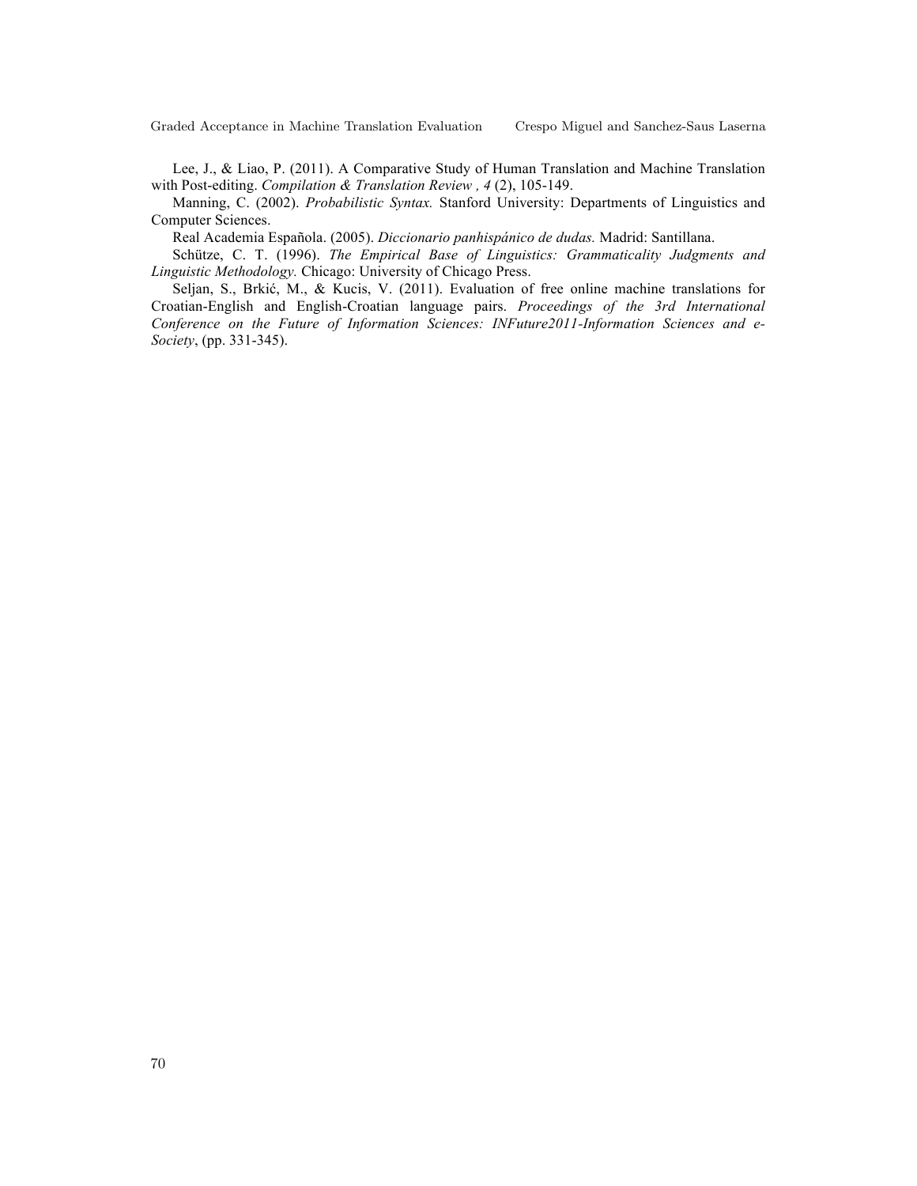Lee, J., & Liao, P. (2011). A Comparative Study of Human Translation and Machine Translation with Post-editing. *Compilation & Translation Review , 4* (2), 105-149.

Manning, C. (2002). *Probabilistic Syntax.* Stanford University: Departments of Linguistics and Computer Sciences.

Real Academia Española. (2005). *Diccionario panhispánico de dudas.* Madrid: Santillana.

Schütze, C. T. (1996). *The Empirical Base of Linguistics: Grammaticality Judgments and Linguistic Methodology.* Chicago: University of Chicago Press.

Seljan, S., Brkić, M., & Kucis, V. (2011). Evaluation of free online machine translations for Croatian-English and English-Croatian language pairs. *Proceedings of the 3rd International Conference on the Future of Information Sciences: INFuture2011-Information Sciences and e-Society*, (pp. 331-345).